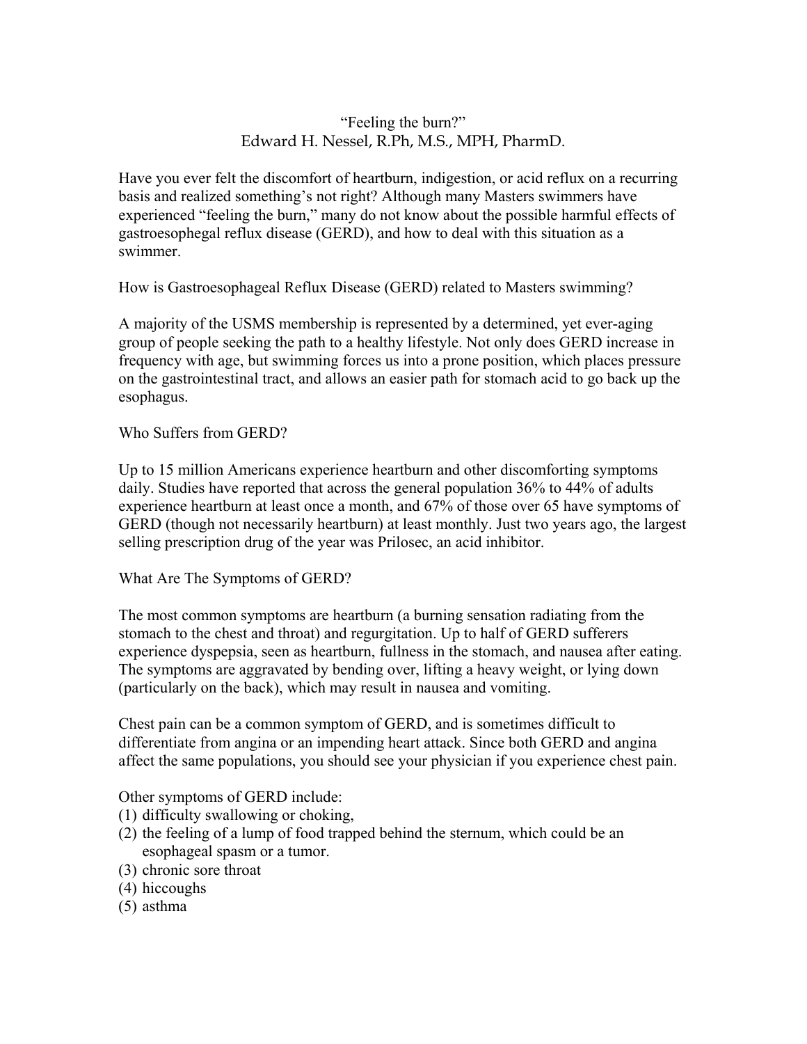# "Feeling the burn?"

Edward H. Nessel, R.Ph, M.S., MPH, PharmD.

Have you ever felt the discomfort of heartburn, indigestion, or acid reflux on a recurring basis and realized something's not right? Although many Masters swimmers have experienced "feeling the burn," many do not know about the possible harmful effects of gastroesophegal reflux disease (GERD), and how to deal with this situation as a swimmer.

## How is Gastroesophageal Reflux Disease (GERD) related to Masters swimming?

A majority of the USMS membership is represented by a determined, yet ever-aging group of people seeking the path to a healthy lifestyle. Not only does GERD increase in frequency with age, but swimming forces us into a prone position, which places pressure on the gastrointestinal tract, and allows an easier path for stomach acid to go back up the esophagus.

## Who Suffers from GERD?

Up to 15 million Americans experience heartburn and other discomforting symptoms daily. Studies have reported that across the general population 36% to 44% of adults experience heartburn at least once a month, and 67% of those over 65 have symptoms of GERD (though not necessarily heartburn) at least monthly. Just two years ago, the largest selling prescription drug of the year was Prilosec, an acid inhibitor.

## What Are The Symptoms of GERD?

The most common symptoms are heartburn (a burning sensation radiating from the stomach to the chest and throat) and regurgitation. Up to half of GERD sufferers experience dyspepsia, seen as heartburn, fullness in the stomach, and nausea after eating. The symptoms are aggravated by bending over, lifting a heavy weight, or lying down (particularly on the back), which may result in nausea and vomiting.

Chest pain can be a common symptom of GERD, and is sometimes difficult to differentiate from angina or an impending heart attack. Since both GERD and angina affect the same populations, you should see your physician if you experience chest pain.

Other symptoms of GERD include:

1. difficulty swallowing or choking,
2. the feeling of a lump of food trapped behind the sternum, which could be an esophageal spasm or a tumor.
3. chronic sore throat
4. hiccoughs
5. asthma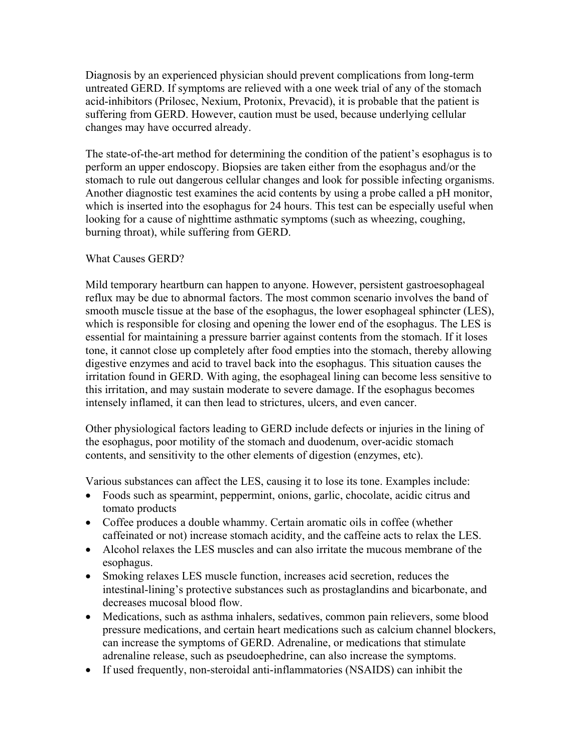Diagnosis by an experienced physician should prevent complications from long-term untreated GERD. If symptoms are relieved with a one week trial of any of the stomach acid-inhibitors (Prilosec, Nexium, Protonix, Prevacid), it is probable that the patient is suffering from GERD. However, caution must be used, because underlying cellular changes may have occurred already.

The state-of-the-art method for determining the condition of the patient's esophagus is to perform an upper endoscopy. Biopsies are taken either from the esophagus and/or the stomach to rule out dangerous cellular changes and look for possible infecting organisms. Another diagnostic test examines the acid contents by using a probe called a pH monitor, which is inserted into the esophagus for 24 hours. This test can be especially useful when looking for a cause of nighttime asthmatic symptoms (such as wheezing, coughing, burning throat), while suffering from GERD.

## What Causes GERD?

Mild temporary heartburn can happen to anyone. However, persistent gastroesophageal reflux may be due to abnormal factors. The most common scenario involves the band of smooth muscle tissue at the base of the esophagus, the lower esophageal sphincter (LES), which is responsible for closing and opening the lower end of the esophagus. The LES is essential for maintaining a pressure barrier against contents from the stomach. If it loses tone, it cannot close up completely after food empties into the stomach, thereby allowing digestive enzymes and acid to travel back into the esophagus. This situation causes the irritation found in GERD. With aging, the esophageal lining can become less sensitive to this irritation, and may sustain moderate to severe damage. If the esophagus becomes intensely inflamed, it can then lead to strictures, ulcers, and even cancer.

Other physiological factors leading to GERD include defects or injuries in the lining of the esophagus, poor motility of the stomach and duodenum, over-acidic stomach contents, and sensitivity to the other elements of digestion (enzymes, etc).

Various substances can affect the LES, causing it to lose its tone. Examples include:

- Foods such as spearmint, peppermint, onions, garlic, chocolate, acidic citrus and tomato products
- Coffee produces a double whammy. Certain aromatic oils in coffee (whether caffeinated or not) increase stomach acidity, and the caffeine acts to relax the LES.
- Alcohol relaxes the LES muscles and can also irritate the mucous membrane of the esophagus.
- Smoking relaxes LES muscle function, increases acid secretion, reduces the intestinal-lining's protective substances such as prostaglandins and bicarbonate, and decreases mucosal blood flow.
- Medications, such as asthma inhalers, sedatives, common pain relievers, some blood pressure medications, and certain heart medications such as calcium channel blockers, can increase the symptoms of GERD. Adrenaline, or medications that stimulate adrenaline release, such as pseudoephedrine, can also increase the symptoms.
- If used frequently, non-steroidal anti-inflammatories (NSAIDS) can inhibit the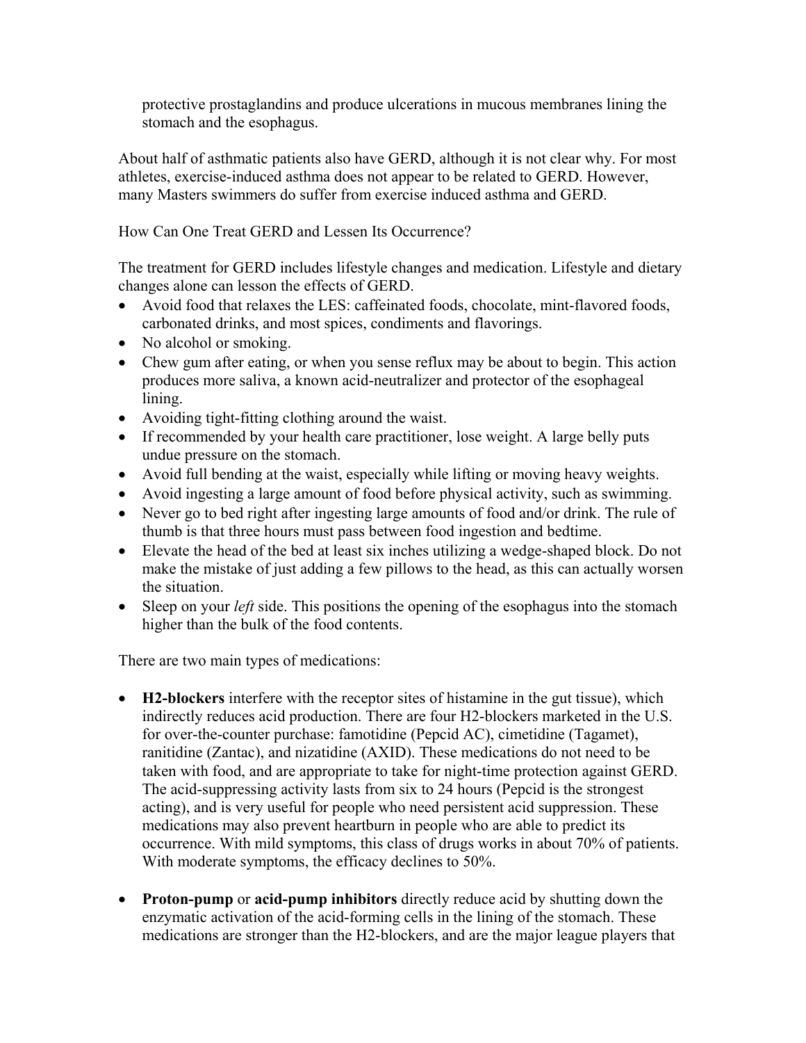protective prostaglandins and produce ulcerations in mucous membranes lining the stomach and the esophagus.

About half of asthmatic patients also have GERD, although it is not clear why. For most athletes, exercise-induced asthma does not appear to be related to GERD. However, many Masters swimmers do suffer from exercise induced asthma and GERD.

How Can One Treat GERD and Lessen Its Occurrence?

The treatment for GERD includes lifestyle changes and medication. Lifestyle and dietary changes alone can lesson the effects of GERD.

- Avoid food that relaxes the LES: caffeinated foods, chocolate, mint-flavored foods, carbonated drinks, and most spices, condiments and flavorings.
- No alcohol or smoking.
- Chew gum after eating, or when you sense reflux may be about to begin. This action produces more saliva, a known acid-neutralizer and protector of the esophageal lining.
- Avoiding tight-fitting clothing around the waist.
- If recommended by your health care practitioner, lose weight. A large belly puts undue pressure on the stomach.
- Avoid full bending at the waist, especially while lifting or moving heavy weights.
- Avoid ingesting a large amount of food before physical activity, such as swimming.
- Never go to bed right after ingesting large amounts of food and/or drink. The rule of thumb is that three hours must pass between food ingestion and bedtime.
- Elevate the head of the bed at least six inches utilizing a wedge-shaped block. Do not make the mistake of just adding a few pillows to the head, as this can actually worsen the situation.
- Sleep on your *left* side. This positions the opening of the esophagus into the stomach higher than the bulk of the food contents.

There are two main types of medications:

- **H2-blockers** interfere with the receptor sites of histamine in the gut tissue), which indirectly reduces acid production. There are four H2-blockers marketed in the U.S. for over-the-counter purchase: famotidine (Pepcid AC), cimetidine (Tagamet), ranitidine (Zantac), and nizatidine (AXID). These medications do not need to be taken with food, and are appropriate to take for night-time protection against GERD. The acid-suppressing activity lasts from six to 24 hours (Pepcid is the strongest acting), and is very useful for people who need persistent acid suppression. These medications may also prevent heartburn in people who are able to predict its occurrence. With mild symptoms, this class of drugs works in about 70% of patients. With moderate symptoms, the efficacy declines to 50%.

- **Proton-pump** or **acid-pump inhibitors** directly reduce acid by shutting down the enzymatic activation of the acid-forming cells in the lining of the stomach. These medications are stronger than the H2-blockers, and are the major league players that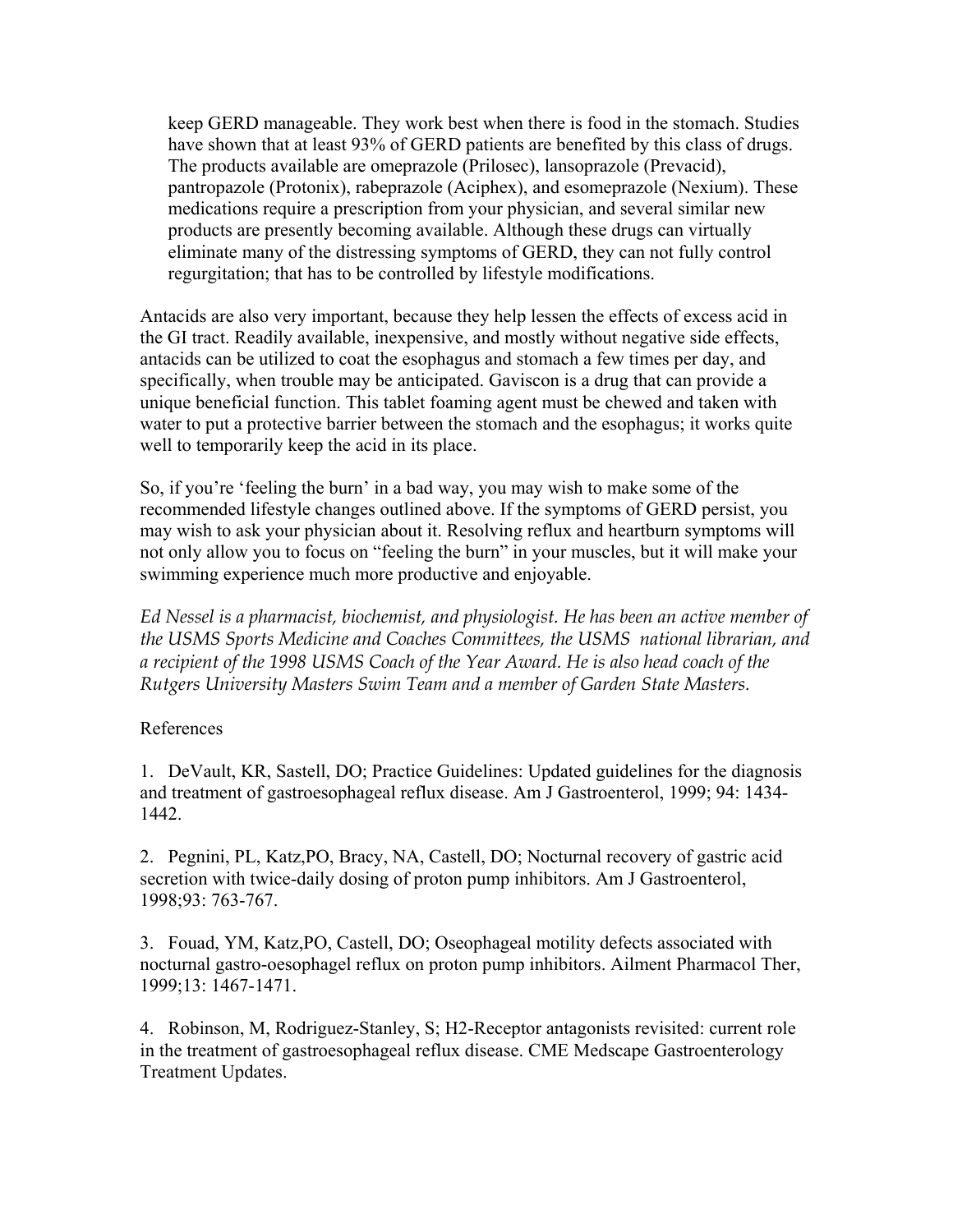keep GERD manageable. They work best when there is food in the stomach. Studies have shown that at least 93% of GERD patients are benefited by this class of drugs. The products available are omeprazole (Prilosec), lansoprazole (Prevacid), pantropazole (Protonix), rabeprazole (Aciphex), and esomeprazole (Nexium). These medications require a prescription from your physician, and several similar new products are presently becoming available. Although these drugs can virtually eliminate many of the distressing symptoms of GERD, they can not fully control regurgitation; that has to be controlled by lifestyle modifications.

Antacids are also very important, because they help lessen the effects of excess acid in the GI tract. Readily available, inexpensive, and mostly without negative side effects, antacids can be utilized to coat the esophagus and stomach a few times per day, and specifically, when trouble may be anticipated. Gaviscon is a drug that can provide a unique beneficial function. This tablet foaming agent must be chewed and taken with water to put a protective barrier between the stomach and the esophagus; it works quite well to temporarily keep the acid in its place.

So, if you're 'feeling the burn' in a bad way, you may wish to make some of the recommended lifestyle changes outlined above. If the symptoms of GERD persist, you may wish to ask your physician about it. Resolving reflux and heartburn symptoms will not only allow you to focus on "feeling the burn" in your muscles, but it will make your swimming experience much more productive and enjoyable.

*Ed Nessel is a pharmacist, biochemist, and physiologist. He has been an active member of the USMS Sports Medicine and Coaches Committees, the USMS national librarian, and a recipient of the 1998 USMS Coach of the Year Award. He is also head coach of the Rutgers University Masters Swim Team and a member of Garden State Masters.*

References

1. DeVault, KR, Sastell, DO; Practice Guidelines: Updated guidelines for the diagnosis and treatment of gastroesophageal reflux disease. Am J Gastroenterol, 1999; 94: 1434-1442.

2. Pegnini, PL, Katz,PO, Bracy, NA, Castell, DO; Nocturnal recovery of gastric acid secretion with twice-daily dosing of proton pump inhibitors. Am J Gastroenterol, 1998;93: 763-767.

3. Fouad, YM, Katz,PO, Castell, DO; Oseophageal motility defects associated with nocturnal gastro-oesophagel reflux on proton pump inhibitors. Ailment Pharmacol Ther, 1999;13: 1467-1471.

4. Robinson, M, Rodriguez-Stanley, S; H2-Receptor antagonists revisited: current role in the treatment of gastroesophageal reflux disease. CME Medscape Gastroenterology Treatment Updates.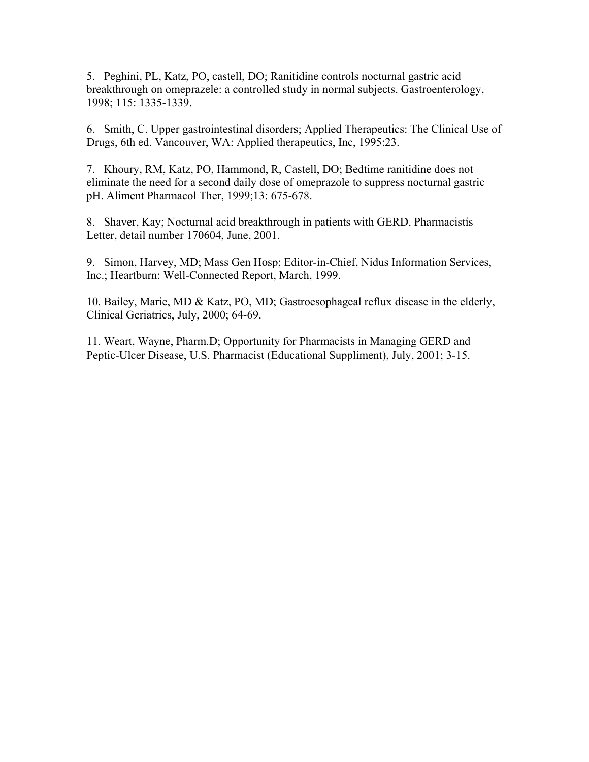5. Peghini, PL, Katz, PO, castell, DO; Ranitidine controls nocturnal gastric acid breakthrough on omeprazele: a controlled study in normal subjects. Gastroenterology, 1998; 115: 1335-1339.

6. Smith, C. Upper gastrointestinal disorders; Applied Therapeutics: The Clinical Use of Drugs, 6th ed. Vancouver, WA: Applied therapeutics, Inc, 1995:23.

7. Khoury, RM, Katz, PO, Hammond, R, Castell, DO; Bedtime ranitidine does not eliminate the need for a second daily dose of omeprazole to suppress nocturnal gastric pH. Aliment Pharmacol Ther, 1999;13: 675-678.

8. Shaver, Kay; Nocturnal acid breakthrough in patients with GERD. Pharmacistís Letter, detail number 170604, June, 2001.

9. Simon, Harvey, MD; Mass Gen Hosp; Editor-in-Chief, Nidus Information Services, Inc.; Heartburn: Well-Connected Report, March, 1999.

10. Bailey, Marie, MD & Katz, PO, MD; Gastroesophageal reflux disease in the elderly, Clinical Geriatrics, July, 2000; 64-69.

11. Weart, Wayne, Pharm.D; Opportunity for Pharmacists in Managing GERD and Peptic-Ulcer Disease, U.S. Pharmacist (Educational Suppliment), July, 2001; 3-15.